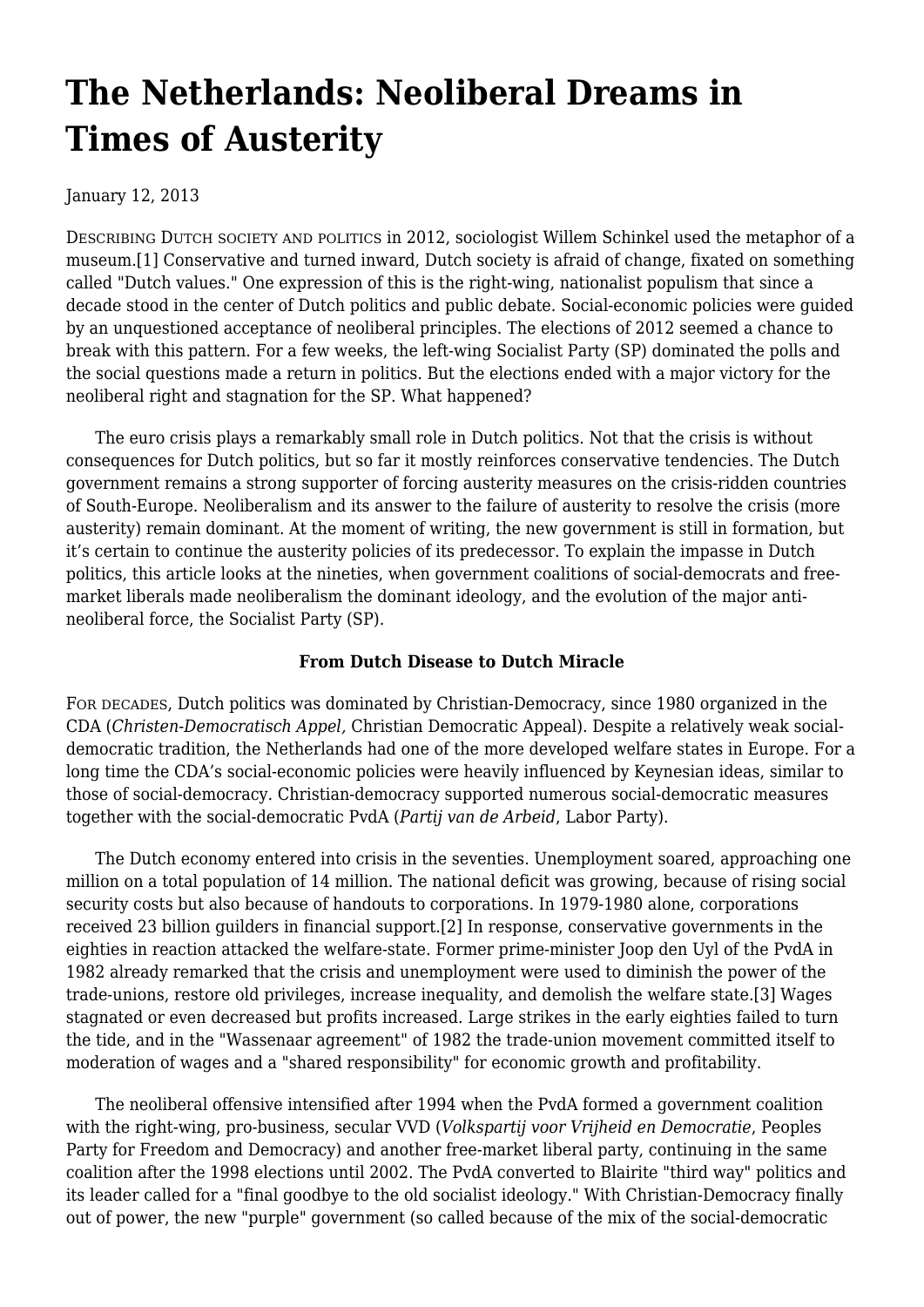# The Netherlands: Neoliberal Dreams in Times of Austerity

January 12, 2013

DESCRIBING DUTCH SOCIETY AND POLITICS in 2012, sociologist Willem Schinkel used the metaphor of a museum.[1] Conservative and turned inward, Dutch society is afraid of change, fixated on something called "Dutch values." One expression of this is the right-wing, nationalist populism that since a decade stood in the center of Dutch politics and public debate. Social-economic policies were guided by an unquestioned acceptance of neoliberal principles. The elections of 2012 seemed a chance to break with this pattern. For a few weeks, the left-wing Socialist Party (SP) dominated the polls and the social questions made a return in politics. But the elections ended with a major victory for the neoliberal right and stagnation for the SP. What happened?

The euro crisis plays a remarkably small role in Dutch politics. Not that the crisis is without consequences for Dutch politics, but so far it mostly reinforces conservative tendencies. The Dutch government remains a strong supporter of forcing austerity measures on the crisis-ridden countries of South-Europe. Neoliberalism and its answer to the failure of austerity to resolve the crisis (more austerity) remain dominant. At the moment of writing, the new government is still in formation, but it's certain to continue the austerity policies of its predecessor. To explain the impasse in Dutch politics, this article looks at the nineties, when government coalitions of social-democrats and free-market liberals made neoliberalism the dominant ideology, and the evolution of the major anti-neoliberal force, the Socialist Party (SP).

**From Dutch Disease to Dutch Miracle**

FOR DECADES, Dutch politics was dominated by Christian-Democracy, since 1980 organized in the CDA (*Christen-Democratisch Appel,* Christian Democratic Appeal). Despite a relatively weak social-democratic tradition, the Netherlands had one of the more developed welfare states in Europe. For a long time the CDA's social-economic policies were heavily influenced by Keynesian ideas, similar to those of social-democracy. Christian-democracy supported numerous social-democratic measures together with the social-democratic PvdA (*Partij van de Arbeid*, Labor Party).

The Dutch economy entered into crisis in the seventies. Unemployment soared, approaching one million on a total population of 14 million. The national deficit was growing, because of rising social security costs but also because of handouts to corporations. In 1979-1980 alone, corporations received 23 billion guilders in financial support.[2] In response, conservative governments in the eighties in reaction attacked the welfare-state. Former prime-minister Joop den Uyl of the PvdA in 1982 already remarked that the crisis and unemployment were used to diminish the power of the trade-unions, restore old privileges, increase inequality, and demolish the welfare state.[3] Wages stagnated or even decreased but profits increased. Large strikes in the early eighties failed to turn the tide, and in the "Wassenaar agreement" of 1982 the trade-union movement committed itself to moderation of wages and a "shared responsibility" for economic growth and profitability.

The neoliberal offensive intensified after 1994 when the PvdA formed a government coalition with the right-wing, pro-business, secular VVD (*Volkspartij voor Vrijheid en Democratie*, Peoples Party for Freedom and Democracy) and another free-market liberal party, continuing in the same coalition after the 1998 elections until 2002. The PvdA converted to Blairite "third way" politics and its leader called for a "final goodbye to the old socialist ideology." With Christian-Democracy finally out of power, the new "purple" government (so called because of the mix of the social-democratic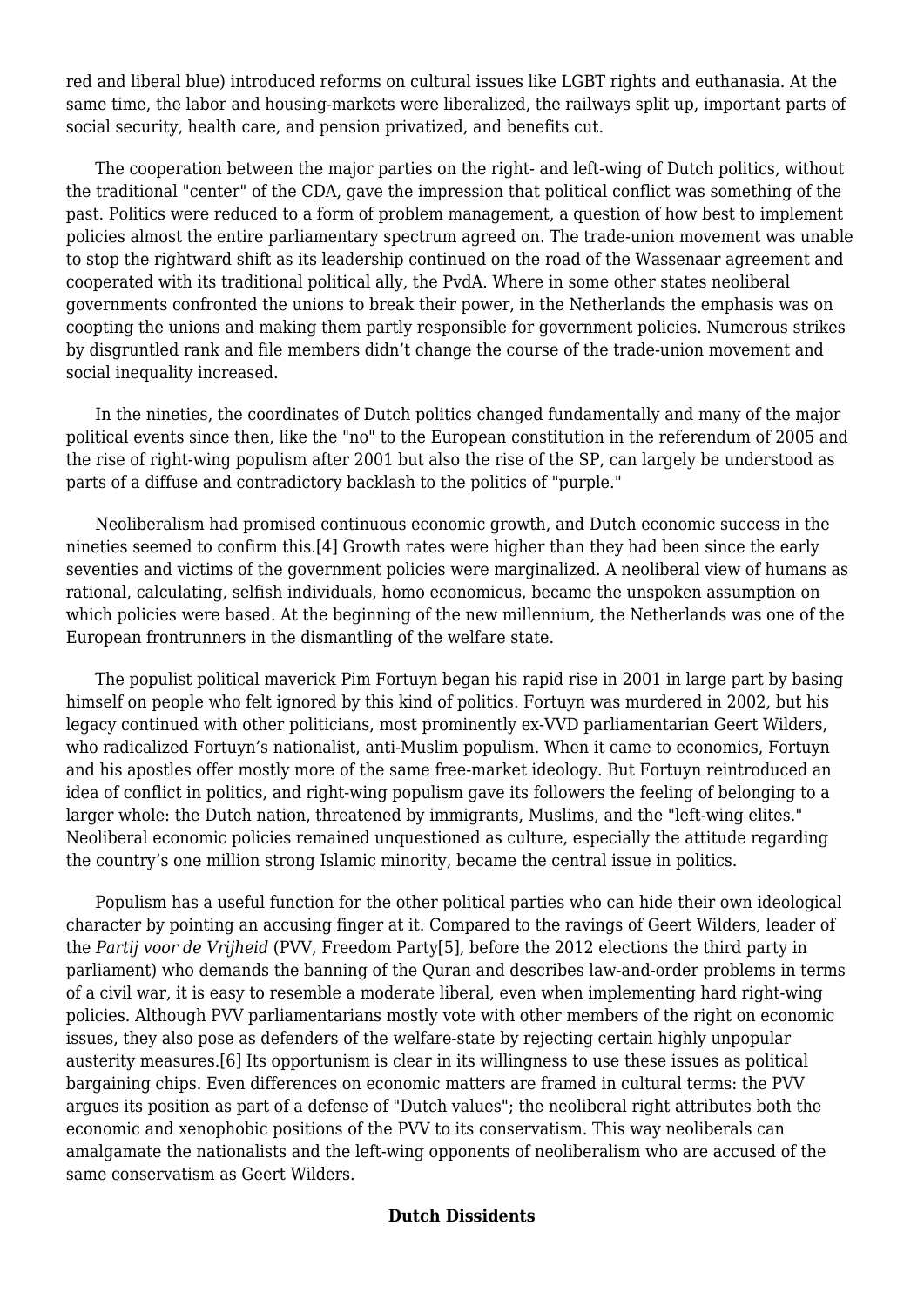red and liberal blue) introduced reforms on cultural issues like LGBT rights and euthanasia. At the same time, the labor and housing-markets were liberalized, the railways split up, important parts of social security, health care, and pension privatized, and benefits cut.

The cooperation between the major parties on the right- and left-wing of Dutch politics, without the traditional "center" of the CDA, gave the impression that political conflict was something of the past. Politics were reduced to a form of problem management, a question of how best to implement policies almost the entire parliamentary spectrum agreed on. The trade-union movement was unable to stop the rightward shift as its leadership continued on the road of the Wassenaar agreement and cooperated with its traditional political ally, the PvdA. Where in some other states neoliberal governments confronted the unions to break their power, in the Netherlands the emphasis was on coopting the unions and making them partly responsible for government policies. Numerous strikes by disgruntled rank and file members didn't change the course of the trade-union movement and social inequality increased.

In the nineties, the coordinates of Dutch politics changed fundamentally and many of the major political events since then, like the "no" to the European constitution in the referendum of 2005 and the rise of right-wing populism after 2001 but also the rise of the SP, can largely be understood as parts of a diffuse and contradictory backlash to the politics of "purple."

Neoliberalism had promised continuous economic growth, and Dutch economic success in the nineties seemed to confirm this.[4] Growth rates were higher than they had been since the early seventies and victims of the government policies were marginalized. A neoliberal view of humans as rational, calculating, selfish individuals, homo economicus, became the unspoken assumption on which policies were based. At the beginning of the new millennium, the Netherlands was one of the European frontrunners in the dismantling of the welfare state.

The populist political maverick Pim Fortuyn began his rapid rise in 2001 in large part by basing himself on people who felt ignored by this kind of politics. Fortuyn was murdered in 2002, but his legacy continued with other politicians, most prominently ex-VVD parliamentarian Geert Wilders, who radicalized Fortuyn's nationalist, anti-Muslim populism. When it came to economics, Fortuyn and his apostles offer mostly more of the same free-market ideology. But Fortuyn reintroduced an idea of conflict in politics, and right-wing populism gave its followers the feeling of belonging to a larger whole: the Dutch nation, threatened by immigrants, Muslims, and the "left-wing elites." Neoliberal economic policies remained unquestioned as culture, especially the attitude regarding the country's one million strong Islamic minority, became the central issue in politics.

Populism has a useful function for the other political parties who can hide their own ideological character by pointing an accusing finger at it. Compared to the ravings of Geert Wilders, leader of the *Partij voor de Vrijheid* (PVV, Freedom Party[5], before the 2012 elections the third party in parliament) who demands the banning of the Quran and describes law-and-order problems in terms of a civil war, it is easy to resemble a moderate liberal, even when implementing hard right-wing policies. Although PVV parliamentarians mostly vote with other members of the right on economic issues, they also pose as defenders of the welfare-state by rejecting certain highly unpopular austerity measures.[6] Its opportunism is clear in its willingness to use these issues as political bargaining chips. Even differences on economic matters are framed in cultural terms: the PVV argues its position as part of a defense of "Dutch values"; the neoliberal right attributes both the economic and xenophobic positions of the PVV to its conservatism. This way neoliberals can amalgamate the nationalists and the left-wing opponents of neoliberalism who are accused of the same conservatism as Geert Wilders.

## Dutch Dissidents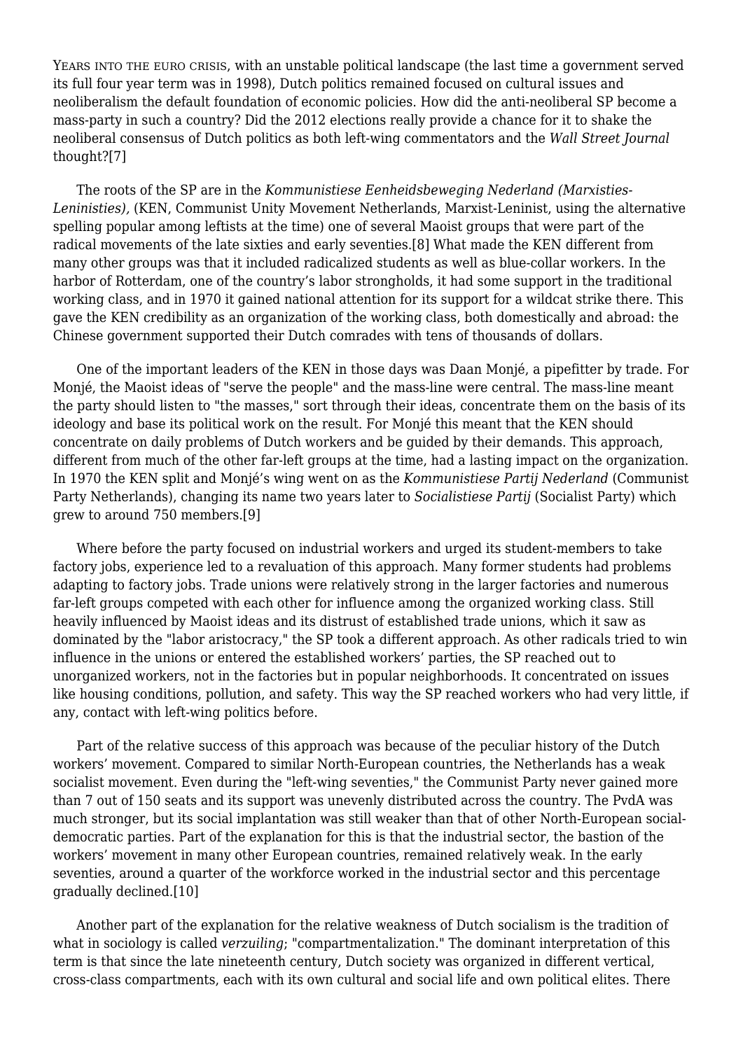YEARS INTO THE EURO CRISIS, with an unstable political landscape (the last time a government served its full four year term was in 1998), Dutch politics remained focused on cultural issues and neoliberalism the default foundation of economic policies. How did the anti-neoliberal SP become a mass-party in such a country? Did the 2012 elections really provide a chance for it to shake the neoliberal consensus of Dutch politics as both left-wing commentators and the *Wall Street Journal* thought?[7]

The roots of the SP are in the *Kommunistiese Eenheidsbeweging Nederland (Marxisties-Leninisties),* (KEN, Communist Unity Movement Netherlands, Marxist-Leninist, using the alternative spelling popular among leftists at the time) one of several Maoist groups that were part of the radical movements of the late sixties and early seventies.[8] What made the KEN different from many other groups was that it included radicalized students as well as blue-collar workers. In the harbor of Rotterdam, one of the country's labor strongholds, it had some support in the traditional working class, and in 1970 it gained national attention for its support for a wildcat strike there. This gave the KEN credibility as an organization of the working class, both domestically and abroad: the Chinese government supported their Dutch comrades with tens of thousands of dollars.

One of the important leaders of the KEN in those days was Daan Monjé, a pipefitter by trade. For Monjé, the Maoist ideas of "serve the people" and the mass-line were central. The mass-line meant the party should listen to "the masses," sort through their ideas, concentrate them on the basis of its ideology and base its political work on the result. For Monjé this meant that the KEN should concentrate on daily problems of Dutch workers and be guided by their demands. This approach, different from much of the other far-left groups at the time, had a lasting impact on the organization. In 1970 the KEN split and Monjé's wing went on as the *Kommunistiese Partij Nederland* (Communist Party Netherlands), changing its name two years later to *Socialistiese Partij* (Socialist Party) which grew to around 750 members.[9]

Where before the party focused on industrial workers and urged its student-members to take factory jobs, experience led to a revaluation of this approach. Many former students had problems adapting to factory jobs. Trade unions were relatively strong in the larger factories and numerous far-left groups competed with each other for influence among the organized working class. Still heavily influenced by Maoist ideas and its distrust of established trade unions, which it saw as dominated by the "labor aristocracy," the SP took a different approach. As other radicals tried to win influence in the unions or entered the established workers' parties, the SP reached out to unorganized workers, not in the factories but in popular neighborhoods. It concentrated on issues like housing conditions, pollution, and safety. This way the SP reached workers who had very little, if any, contact with left-wing politics before.

Part of the relative success of this approach was because of the peculiar history of the Dutch workers' movement. Compared to similar North-European countries, the Netherlands has a weak socialist movement. Even during the "left-wing seventies," the Communist Party never gained more than 7 out of 150 seats and its support was unevenly distributed across the country. The PvdA was much stronger, but its social implantation was still weaker than that of other North-European social-democratic parties. Part of the explanation for this is that the industrial sector, the bastion of the workers' movement in many other European countries, remained relatively weak. In the early seventies, around a quarter of the workforce worked in the industrial sector and this percentage gradually declined.[10]

Another part of the explanation for the relative weakness of Dutch socialism is the tradition of what in sociology is called *verzuiling*; "compartmentalization." The dominant interpretation of this term is that since the late nineteenth century, Dutch society was organized in different vertical, cross-class compartments, each with its own cultural and social life and own political elites. There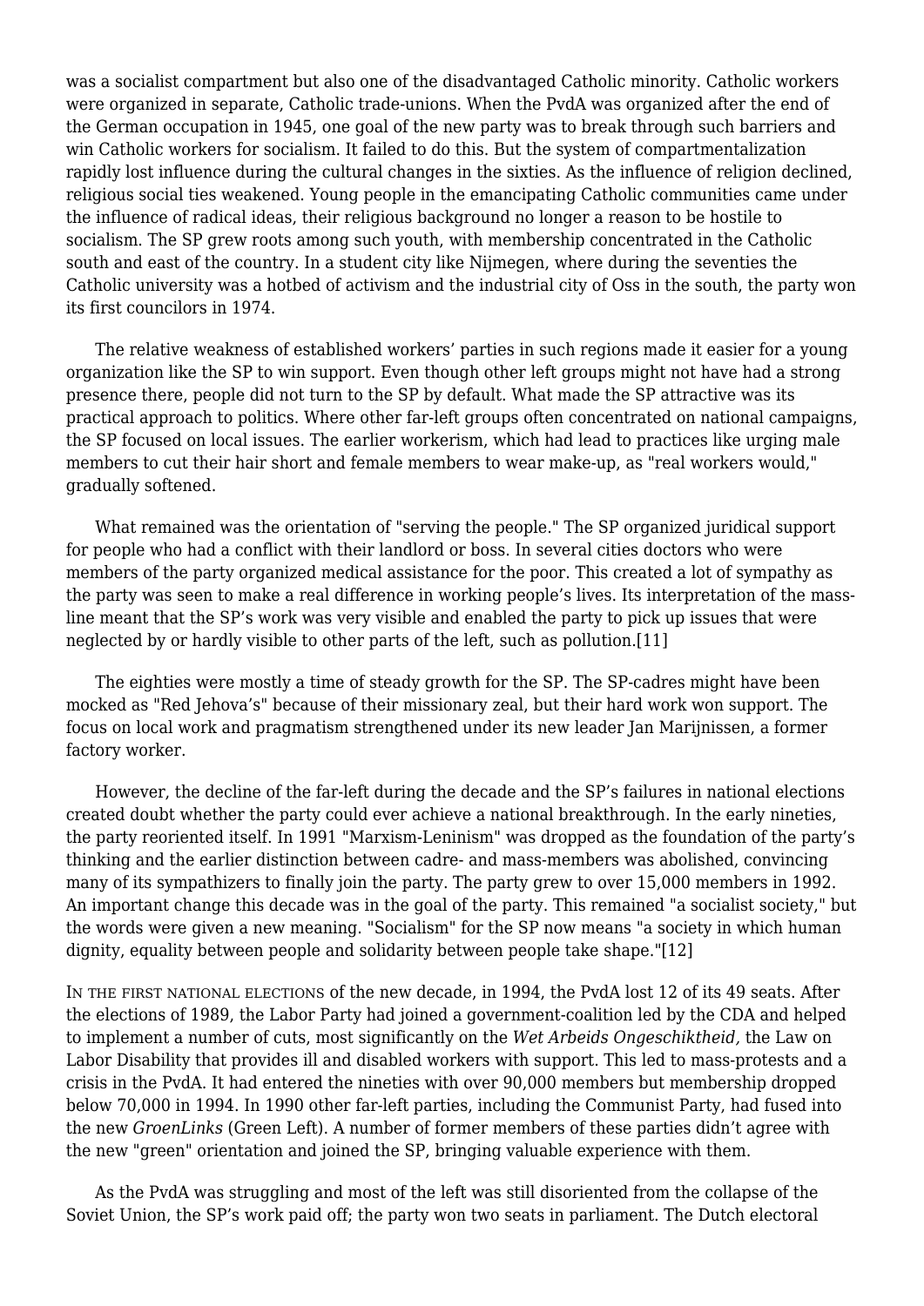was a socialist compartment but also one of the disadvantaged Catholic minority. Catholic workers were organized in separate, Catholic trade-unions. When the PvdA was organized after the end of the German occupation in 1945, one goal of the new party was to break through such barriers and win Catholic workers for socialism. It failed to do this. But the system of compartmentalization rapidly lost influence during the cultural changes in the sixties. As the influence of religion declined, religious social ties weakened. Young people in the emancipating Catholic communities came under the influence of radical ideas, their religious background no longer a reason to be hostile to socialism. The SP grew roots among such youth, with membership concentrated in the Catholic south and east of the country. In a student city like Nijmegen, where during the seventies the Catholic university was a hotbed of activism and the industrial city of Oss in the south, the party won its first councilors in 1974.

The relative weakness of established workers' parties in such regions made it easier for a young organization like the SP to win support. Even though other left groups might not have had a strong presence there, people did not turn to the SP by default. What made the SP attractive was its practical approach to politics. Where other far-left groups often concentrated on national campaigns, the SP focused on local issues. The earlier workerism, which had lead to practices like urging male members to cut their hair short and female members to wear make-up, as "real workers would," gradually softened.

What remained was the orientation of "serving the people." The SP organized juridical support for people who had a conflict with their landlord or boss. In several cities doctors who were members of the party organized medical assistance for the poor. This created a lot of sympathy as the party was seen to make a real difference in working people's lives. Its interpretation of the mass-line meant that the SP's work was very visible and enabled the party to pick up issues that were neglected by or hardly visible to other parts of the left, such as pollution.[11]

The eighties were mostly a time of steady growth for the SP. The SP-cadres might have been mocked as "Red Jehova's" because of their missionary zeal, but their hard work won support. The focus on local work and pragmatism strengthened under its new leader Jan Marijnissen, a former factory worker.

However, the decline of the far-left during the decade and the SP's failures in national elections created doubt whether the party could ever achieve a national breakthrough. In the early nineties, the party reoriented itself. In 1991 "Marxism-Leninism" was dropped as the foundation of the party's thinking and the earlier distinction between cadre- and mass-members was abolished, convincing many of its sympathizers to finally join the party. The party grew to over 15,000 members in 1992. An important change this decade was in the goal of the party. This remained "a socialist society," but the words were given a new meaning. "Socialism" for the SP now means "a society in which human dignity, equality between people and solidarity between people take shape."[12]

In the first national elections of the new decade, in 1994, the PvdA lost 12 of its 49 seats. After the elections of 1989, the Labor Party had joined a government-coalition led by the CDA and helped to implement a number of cuts, most significantly on the *Wet Arbeids Ongeschiktheid,* the Law on Labor Disability that provides ill and disabled workers with support. This led to mass-protests and a crisis in the PvdA. It had entered the nineties with over 90,000 members but membership dropped below 70,000 in 1994. In 1990 other far-left parties, including the Communist Party, had fused into the new *GroenLinks* (Green Left). A number of former members of these parties didn't agree with the new "green" orientation and joined the SP, bringing valuable experience with them.

As the PvdA was struggling and most of the left was still disoriented from the collapse of the Soviet Union, the SP's work paid off; the party won two seats in parliament. The Dutch electoral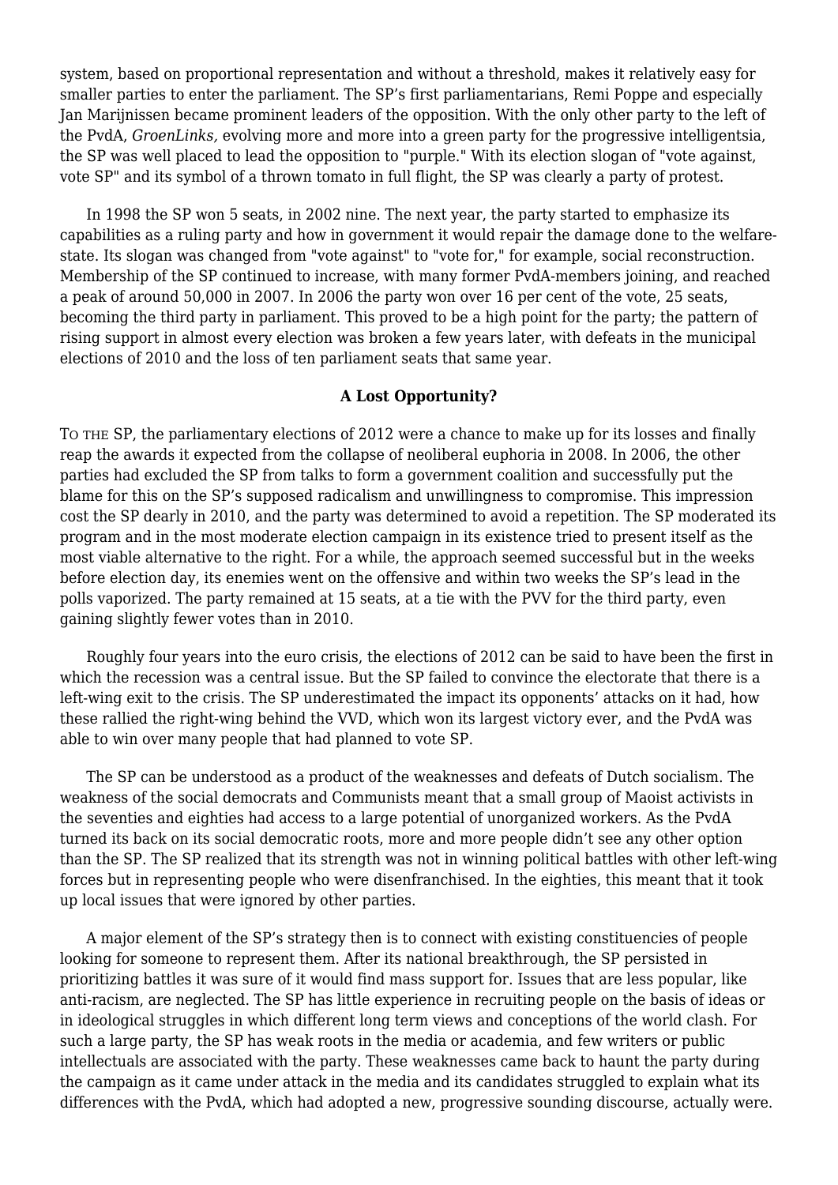system, based on proportional representation and without a threshold, makes it relatively easy for smaller parties to enter the parliament. The SP's first parliamentarians, Remi Poppe and especially Jan Marijnissen became prominent leaders of the opposition. With the only other party to the left of the PvdA, *GroenLinks,* evolving more and more into a green party for the progressive intelligentsia, the SP was well placed to lead the opposition to "purple." With its election slogan of "vote against, vote SP" and its symbol of a thrown tomato in full flight, the SP was clearly a party of protest.

In 1998 the SP won 5 seats, in 2002 nine. The next year, the party started to emphasize its capabilities as a ruling party and how in government it would repair the damage done to the welfare-state. Its slogan was changed from "vote against" to "vote for," for example, social reconstruction. Membership of the SP continued to increase, with many former PvdA-members joining, and reached a peak of around 50,000 in 2007. In 2006 the party won over 16 per cent of the vote, 25 seats, becoming the third party in parliament. This proved to be a high point for the party; the pattern of rising support in almost every election was broken a few years later, with defeats in the municipal elections of 2010 and the loss of ten parliament seats that same year.

### A Lost Opportunity?

To the SP, the parliamentary elections of 2012 were a chance to make up for its losses and finally reap the awards it expected from the collapse of neoliberal euphoria in 2008. In 2006, the other parties had excluded the SP from talks to form a government coalition and successfully put the blame for this on the SP's supposed radicalism and unwillingness to compromise. This impression cost the SP dearly in 2010, and the party was determined to avoid a repetition. The SP moderated its program and in the most moderate election campaign in its existence tried to present itself as the most viable alternative to the right. For a while, the approach seemed successful but in the weeks before election day, its enemies went on the offensive and within two weeks the SP's lead in the polls vaporized. The party remained at 15 seats, at a tie with the PVV for the third party, even gaining slightly fewer votes than in 2010.

Roughly four years into the euro crisis, the elections of 2012 can be said to have been the first in which the recession was a central issue. But the SP failed to convince the electorate that there is a left-wing exit to the crisis. The SP underestimated the impact its opponents' attacks on it had, how these rallied the right-wing behind the VVD, which won its largest victory ever, and the PvdA was able to win over many people that had planned to vote SP.

The SP can be understood as a product of the weaknesses and defeats of Dutch socialism. The weakness of the social democrats and Communists meant that a small group of Maoist activists in the seventies and eighties had access to a large potential of unorganized workers. As the PvdA turned its back on its social democratic roots, more and more people didn't see any other option than the SP. The SP realized that its strength was not in winning political battles with other left-wing forces but in representing people who were disenfranchised. In the eighties, this meant that it took up local issues that were ignored by other parties.

A major element of the SP's strategy then is to connect with existing constituencies of people looking for someone to represent them. After its national breakthrough, the SP persisted in prioritizing battles it was sure of it would find mass support for. Issues that are less popular, like anti-racism, are neglected. The SP has little experience in recruiting people on the basis of ideas or in ideological struggles in which different long term views and conceptions of the world clash. For such a large party, the SP has weak roots in the media or academia, and few writers or public intellectuals are associated with the party. These weaknesses came back to haunt the party during the campaign as it came under attack in the media and its candidates struggled to explain what its differences with the PvdA, which had adopted a new, progressive sounding discourse, actually were.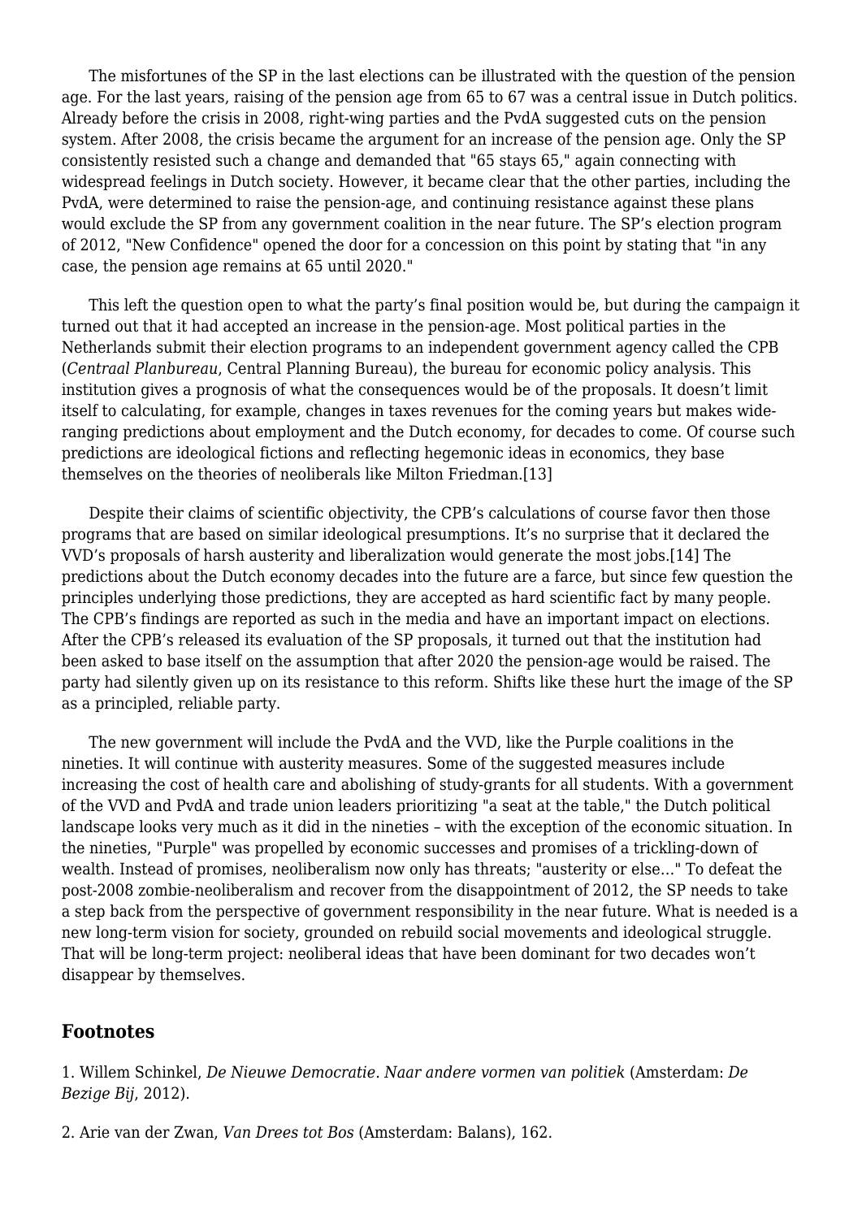The misfortunes of the SP in the last elections can be illustrated with the question of the pension age. For the last years, raising of the pension age from 65 to 67 was a central issue in Dutch politics. Already before the crisis in 2008, right-wing parties and the PvdA suggested cuts on the pension system. After 2008, the crisis became the argument for an increase of the pension age. Only the SP consistently resisted such a change and demanded that "65 stays 65," again connecting with widespread feelings in Dutch society. However, it became clear that the other parties, including the PvdA, were determined to raise the pension-age, and continuing resistance against these plans would exclude the SP from any government coalition in the near future. The SP's election program of 2012, "New Confidence" opened the door for a concession on this point by stating that "in any case, the pension age remains at 65 until 2020."

This left the question open to what the party's final position would be, but during the campaign it turned out that it had accepted an increase in the pension-age. Most political parties in the Netherlands submit their election programs to an independent government agency called the CPB (*Centraal Planbureau*, Central Planning Bureau), the bureau for economic policy analysis. This institution gives a prognosis of what the consequences would be of the proposals. It doesn't limit itself to calculating, for example, changes in taxes revenues for the coming years but makes wide-ranging predictions about employment and the Dutch economy, for decades to come. Of course such predictions are ideological fictions and reflecting hegemonic ideas in economics, they base themselves on the theories of neoliberals like Milton Friedman.[13]

Despite their claims of scientific objectivity, the CPB's calculations of course favor then those programs that are based on similar ideological presumptions. It's no surprise that it declared the VVD's proposals of harsh austerity and liberalization would generate the most jobs.[14] The predictions about the Dutch economy decades into the future are a farce, but since few question the principles underlying those predictions, they are accepted as hard scientific fact by many people. The CPB's findings are reported as such in the media and have an important impact on elections. After the CPB's released its evaluation of the SP proposals, it turned out that the institution had been asked to base itself on the assumption that after 2020 the pension-age would be raised. The party had silently given up on its resistance to this reform. Shifts like these hurt the image of the SP as a principled, reliable party.

The new government will include the PvdA and the VVD, like the Purple coalitions in the nineties. It will continue with austerity measures. Some of the suggested measures include increasing the cost of health care and abolishing of study-grants for all students. With a government of the VVD and PvdA and trade union leaders prioritizing "a seat at the table," the Dutch political landscape looks very much as it did in the nineties – with the exception of the economic situation. In the nineties, "Purple" was propelled by economic successes and promises of a trickling-down of wealth. Instead of promises, neoliberalism now only has threats; "austerity or else…" To defeat the post-2008 zombie-neoliberalism and recover from the disappointment of 2012, the SP needs to take a step back from the perspective of government responsibility in the near future. What is needed is a new long-term vision for society, grounded on rebuild social movements and ideological struggle. That will be long-term project: neoliberal ideas that have been dominant for two decades won't disappear by themselves.

## Footnotes

1. Willem Schinkel, *De Nieuwe Democratie. Naar andere vormen van politiek* (Amsterdam: *De Bezige Bij*, 2012).

2. Arie van der Zwan, *Van Drees tot Bos* (Amsterdam: Balans), 162.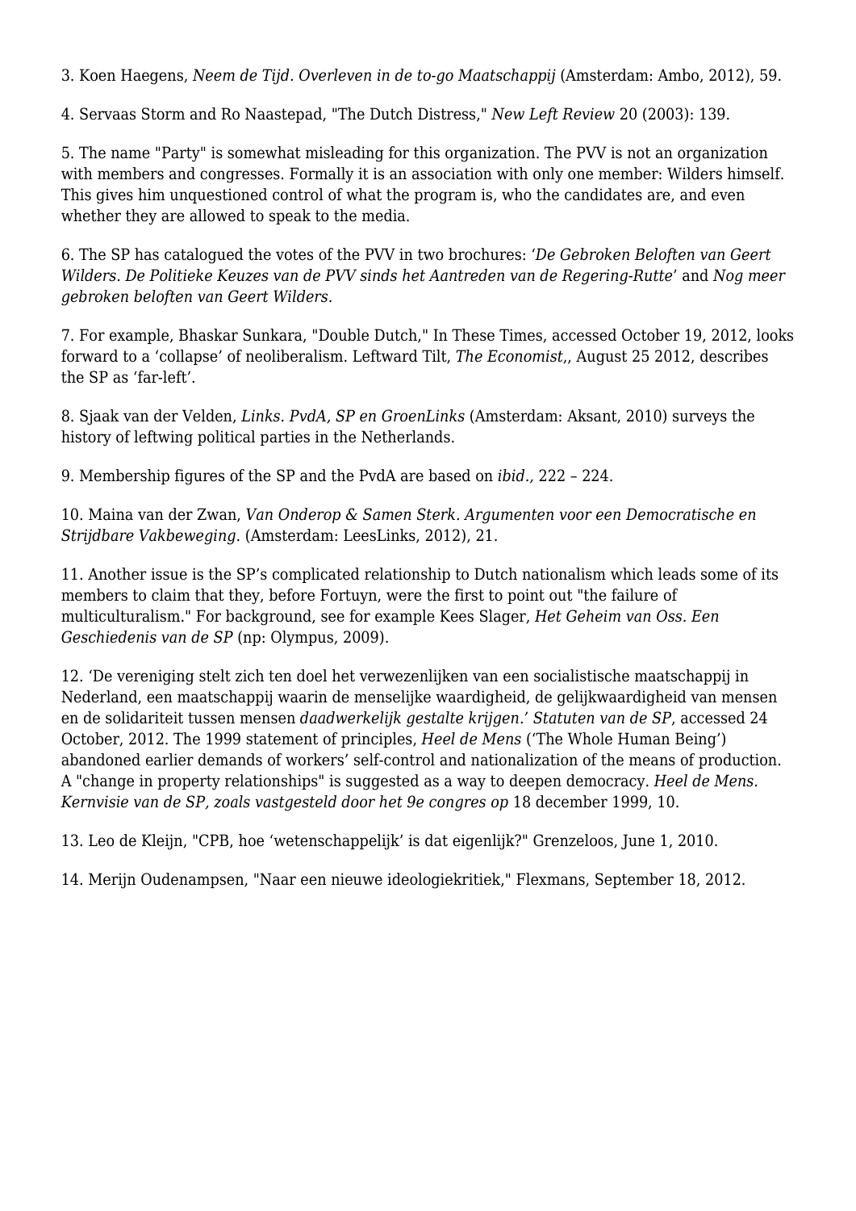3. Koen Haegens, *Neem de Tijd. Overleven in de to-go Maatschappij* (Amsterdam: Ambo, 2012), 59.

4. Servaas Storm and Ro Naastepad, "The Dutch Distress," *New Left Review* 20 (2003): 139.

5. The name "Party" is somewhat misleading for this organization. The PVV is not an organization with members and congresses. Formally it is an association with only one member: Wilders himself. This gives him unquestioned control of what the program is, who the candidates are, and even whether they are allowed to speak to the media.

6. The SP has catalogued the votes of the PVV in two brochures: *'De Gebroken Beloften van Geert Wilders. De Politieke Keuzes van de PVV sinds het Aantreden van de Regering-Rutte'* and *Nog meer gebroken beloften van Geert Wilders.*

7. For example, Bhaskar Sunkara, "Double Dutch," In These Times, accessed October 19, 2012, looks forward to a 'collapse' of neoliberalism. Leftward Tilt, *The Economist*,, August 25 2012, describes the SP as 'far-left'.

8. Sjaak van der Velden, *Links. PvdA, SP en GroenLinks* (Amsterdam: Aksant, 2010) surveys the history of leftwing political parties in the Netherlands.

9. Membership figures of the SP and the PvdA are based on *ibid.,* 222 – 224.

10. Maina van der Zwan, *Van Onderop & Samen Sterk. Argumenten voor een Democratische en Strijdbare Vakbeweging.* (Amsterdam: LeesLinks, 2012), 21.

11. Another issue is the SP's complicated relationship to Dutch nationalism which leads some of its members to claim that they, before Fortuyn, were the first to point out "the failure of multiculturalism." For background, see for example Kees Slager, *Het Geheim van Oss. Een Geschiedenis van de SP* (np: Olympus, 2009).

12. 'De vereniging stelt zich ten doel het verwezenlijken van een socialistische maatschappij in Nederland, een maatschappij waarin de menselijke waardigheid, de gelijkwaardigheid van mensen en de solidariteit tussen mensen *daadwerkelijk gestalte krijgen.' Statuten van de SP*, accessed 24 October, 2012. The 1999 statement of principles, *Heel de Mens* ('The Whole Human Being') abandoned earlier demands of workers' self-control and nationalization of the means of production. A "change in property relationships" is suggested as a way to deepen democracy. *Heel de Mens. Kernvisie van de SP, zoals vastgesteld door het 9e congres op* 18 december 1999, 10.

13. Leo de Kleijn, "CPB, hoe 'wetenschappelijk' is dat eigenlijk?" Grenzeloos, June 1, 2010.

14. Merijn Oudenampsen, "Naar een nieuwe ideologiekritiek," Flexmans, September 18, 2012.